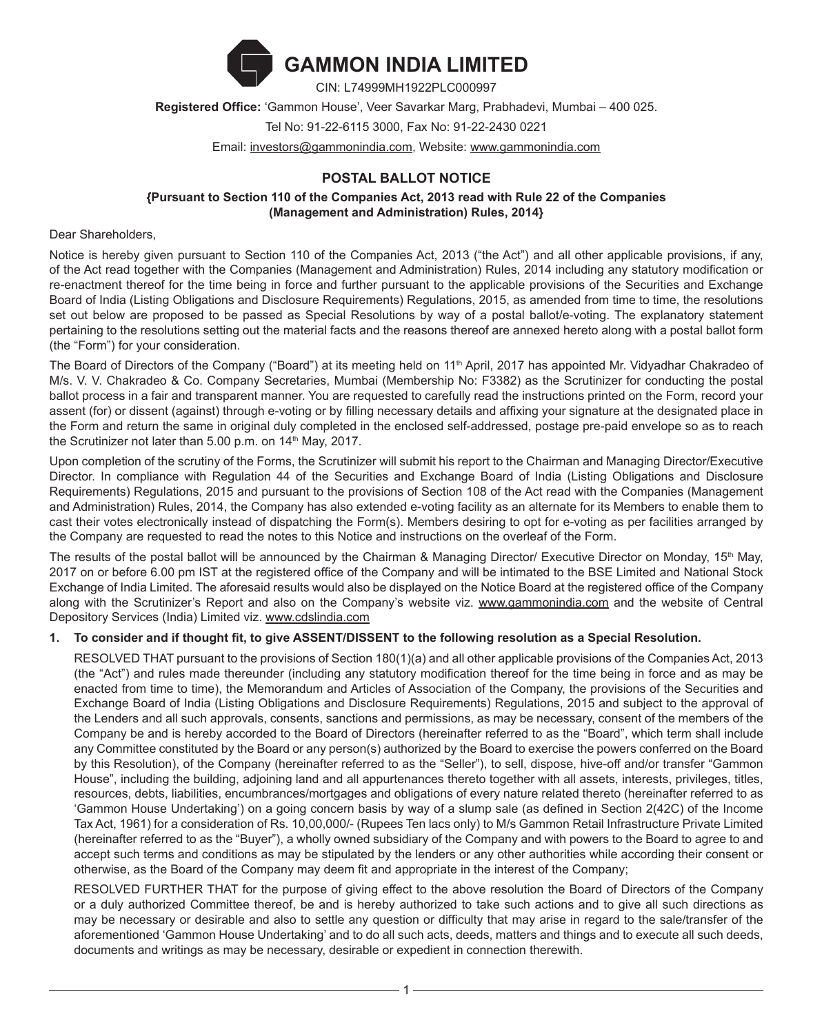# GAMMON INDIA LIMITED

CIN: L74999MH1922PLC000997

**Registered Office:** 'Gammon House', Veer Savarkar Marg, Prabhadevi, Mumbai – 400 025.

Tel No: 91-22-6115 3000, Fax No: 91-22-2430 0221

Email: investors@gammonindia.com, Website: www.gammonindia.com

## POSTAL BALLOT NOTICE

**{Pursuant to Section 110 of the Companies Act, 2013 read with Rule 22 of the Companies (Management and Administration) Rules, 2014}**

Dear Shareholders,

Notice is hereby given pursuant to Section 110 of the Companies Act, 2013 ("the Act") and all other applicable provisions, if any, of the Act read together with the Companies (Management and Administration) Rules, 2014 including any statutory modification or re-enactment thereof for the time being in force and further pursuant to the applicable provisions of the Securities and Exchange Board of India (Listing Obligations and Disclosure Requirements) Regulations, 2015, as amended from time to time, the resolutions set out below are proposed to be passed as Special Resolutions by way of a postal ballot/e-voting. The explanatory statement pertaining to the resolutions setting out the material facts and the reasons thereof are annexed hereto along with a postal ballot form (the "Form") for your consideration.

The Board of Directors of the Company ("Board") at its meeting held on 11th April, 2017 has appointed Mr. Vidyadhar Chakradeo of M/s. V. V. Chakradeo & Co. Company Secretaries, Mumbai (Membership No: F3382) as the Scrutinizer for conducting the postal ballot process in a fair and transparent manner. You are requested to carefully read the instructions printed on the Form, record your assent (for) or dissent (against) through e-voting or by filling necessary details and affixing your signature at the designated place in the Form and return the same in original duly completed in the enclosed self-addressed, postage pre-paid envelope so as to reach the Scrutinizer not later than 5.00 p.m. on 14th May, 2017.

Upon completion of the scrutiny of the Forms, the Scrutinizer will submit his report to the Chairman and Managing Director/Executive Director. In compliance with Regulation 44 of the Securities and Exchange Board of India (Listing Obligations and Disclosure Requirements) Regulations, 2015 and pursuant to the provisions of Section 108 of the Act read with the Companies (Management and Administration) Rules, 2014, the Company has also extended e-voting facility as an alternate for its Members to enable them to cast their votes electronically instead of dispatching the Form(s). Members desiring to opt for e-voting as per facilities arranged by the Company are requested to read the notes to this Notice and instructions on the overleaf of the Form.

The results of the postal ballot will be announced by the Chairman & Managing Director/ Executive Director on Monday, 15th May, 2017 on or before 6.00 pm IST at the registered office of the Company and will be intimated to the BSE Limited and National Stock Exchange of India Limited. The aforesaid results would also be displayed on the Notice Board at the registered office of the Company along with the Scrutinizer's Report and also on the Company's website viz. www.gammonindia.com and the website of Central Depository Services (India) Limited viz. www.cdslindia.com

**1. To consider and if thought fit, to give ASSENT/DISSENT to the following resolution as a Special Resolution.**

RESOLVED THAT pursuant to the provisions of Section 180(1)(a) and all other applicable provisions of the Companies Act, 2013 (the "Act") and rules made thereunder (including any statutory modification thereof for the time being in force and as may be enacted from time to time), the Memorandum and Articles of Association of the Company, the provisions of the Securities and Exchange Board of India (Listing Obligations and Disclosure Requirements) Regulations, 2015 and subject to the approval of the Lenders and all such approvals, consents, sanctions and permissions, as may be necessary, consent of the members of the Company be and is hereby accorded to the Board of Directors (hereinafter referred to as the "Board", which term shall include any Committee constituted by the Board or any person(s) authorized by the Board to exercise the powers conferred on the Board by this Resolution), of the Company (hereinafter referred to as the "Seller"), to sell, dispose, hive-off and/or transfer "Gammon House", including the building, adjoining land and all appurtenances thereto together with all assets, interests, privileges, titles, resources, debts, liabilities, encumbrances/mortgages and obligations of every nature related thereto (hereinafter referred to as 'Gammon House Undertaking') on a going concern basis by way of a slump sale (as defined in Section 2(42C) of the Income Tax Act, 1961) for a consideration of Rs. 10,00,000/- (Rupees Ten lacs only) to M/s Gammon Retail Infrastructure Private Limited (hereinafter referred to as the "Buyer"), a wholly owned subsidiary of the Company and with powers to the Board to agree to and accept such terms and conditions as may be stipulated by the lenders or any other authorities while according their consent or otherwise, as the Board of the Company may deem fit and appropriate in the interest of the Company;

RESOLVED FURTHER THAT for the purpose of giving effect to the above resolution the Board of Directors of the Company or a duly authorized Committee thereof, be and is hereby authorized to take such actions and to give all such directions as may be necessary or desirable and also to settle any question or difficulty that may arise in regard to the sale/transfer of the aforementioned 'Gammon House Undertaking' and to do all such acts, deeds, matters and things and to execute all such deeds, documents and writings as may be necessary, desirable or expedient in connection therewith.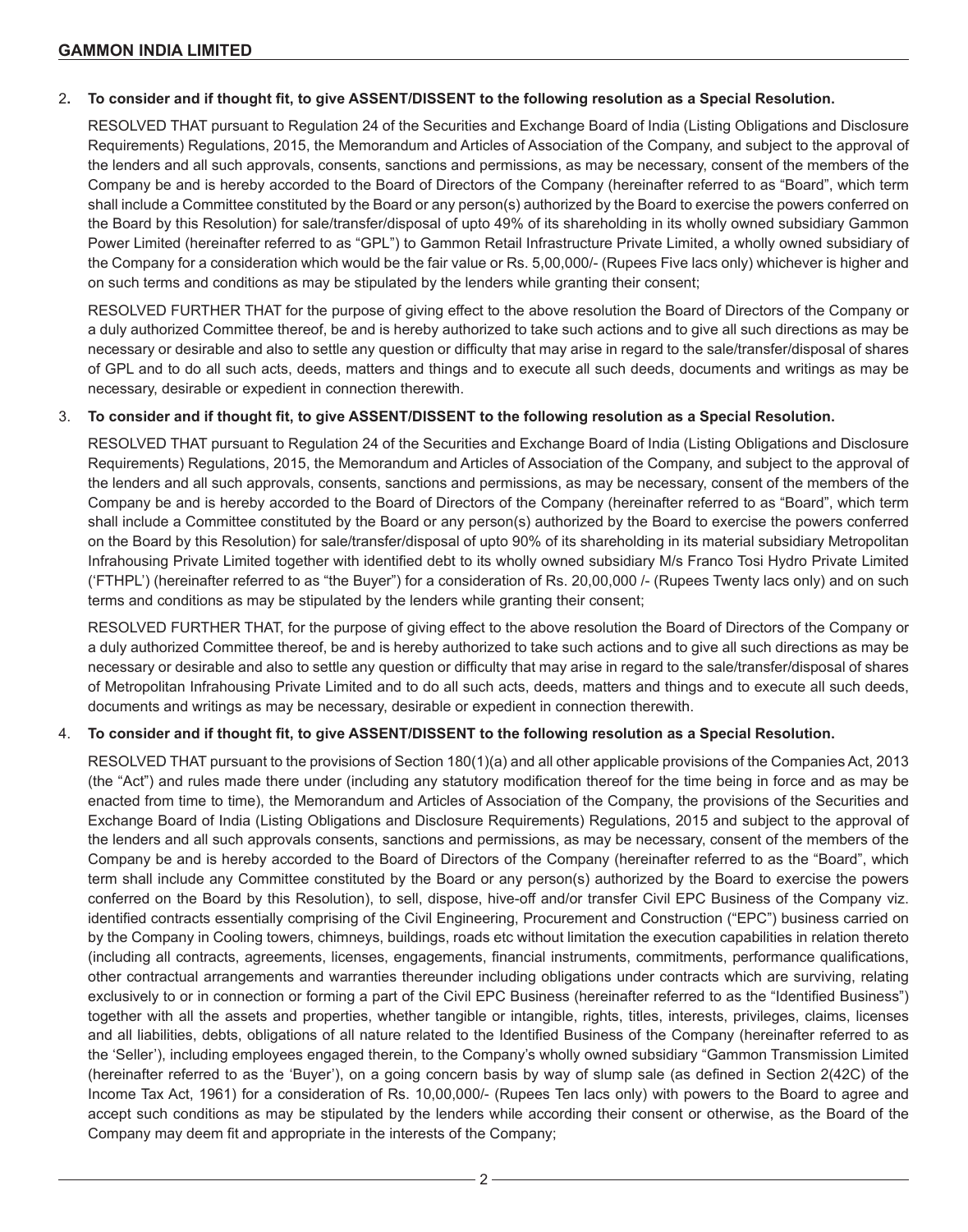2. **To consider and if thought fit, to give ASSENT/DISSENT to the following resolution as a Special Resolution.**

   RESOLVED THAT pursuant to Regulation 24 of the Securities and Exchange Board of India (Listing Obligations and Disclosure Requirements) Regulations, 2015, the Memorandum and Articles of Association of the Company, and subject to the approval of the lenders and all such approvals, consents, sanctions and permissions, as may be necessary, consent of the members of the Company be and is hereby accorded to the Board of Directors of the Company (hereinafter referred to as "Board", which term shall include a Committee constituted by the Board or any person(s) authorized by the Board to exercise the powers conferred on the Board by this Resolution) for sale/transfer/disposal of upto 49% of its shareholding in its wholly owned subsidiary Gammon Power Limited (hereinafter referred to as "GPL") to Gammon Retail Infrastructure Private Limited, a wholly owned subsidiary of the Company for a consideration which would be the fair value or Rs. 5,00,000/- (Rupees Five lacs only) whichever is higher and on such terms and conditions as may be stipulated by the lenders while granting their consent;

   RESOLVED FURTHER THAT for the purpose of giving effect to the above resolution the Board of Directors of the Company or a duly authorized Committee thereof, be and is hereby authorized to take such actions and to give all such directions as may be necessary or desirable and also to settle any question or difficulty that may arise in regard to the sale/transfer/disposal of shares of GPL and to do all such acts, deeds, matters and things and to execute all such deeds, documents and writings as may be necessary, desirable or expedient in connection therewith.

3. **To consider and if thought fit, to give ASSENT/DISSENT to the following resolution as a Special Resolution.**

   RESOLVED THAT pursuant to Regulation 24 of the Securities and Exchange Board of India (Listing Obligations and Disclosure Requirements) Regulations, 2015, the Memorandum and Articles of Association of the Company, and subject to the approval of the lenders and all such approvals, consents, sanctions and permissions, as may be necessary, consent of the members of the Company be and is hereby accorded to the Board of Directors of the Company (hereinafter referred to as "Board", which term shall include a Committee constituted by the Board or any person(s) authorized by the Board to exercise the powers conferred on the Board by this Resolution) for sale/transfer/disposal of upto 90% of its shareholding in its material subsidiary Metropolitan Infrahousing Private Limited together with identified debt to its wholly owned subsidiary M/s Franco Tosi Hydro Private Limited ('FTHPL') (hereinafter referred to as "the Buyer") for a consideration of Rs. 20,00,000 /- (Rupees Twenty lacs only) and on such terms and conditions as may be stipulated by the lenders while granting their consent;

   RESOLVED FURTHER THAT, for the purpose of giving effect to the above resolution the Board of Directors of the Company or a duly authorized Committee thereof, be and is hereby authorized to take such actions and to give all such directions as may be necessary or desirable and also to settle any question or difficulty that may arise in regard to the sale/transfer/disposal of shares of Metropolitan Infrahousing Private Limited and to do all such acts, deeds, matters and things and to execute all such deeds, documents and writings as may be necessary, desirable or expedient in connection therewith.

4. **To consider and if thought fit, to give ASSENT/DISSENT to the following resolution as a Special Resolution.**

   RESOLVED THAT pursuant to the provisions of Section 180(1)(a) and all other applicable provisions of the Companies Act, 2013 (the "Act") and rules made there under (including any statutory modification thereof for the time being in force and as may be enacted from time to time), the Memorandum and Articles of Association of the Company, the provisions of the Securities and Exchange Board of India (Listing Obligations and Disclosure Requirements) Regulations, 2015 and subject to the approval of the lenders and all such approvals consents, sanctions and permissions, as may be necessary, consent of the members of the Company be and is hereby accorded to the Board of Directors of the Company (hereinafter referred to as the "Board", which term shall include any Committee constituted by the Board or any person(s) authorized by the Board to exercise the powers conferred on the Board by this Resolution), to sell, dispose, hive-off and/or transfer Civil EPC Business of the Company viz. identified contracts essentially comprising of the Civil Engineering, Procurement and Construction ("EPC") business carried on by the Company in Cooling towers, chimneys, buildings, roads etc without limitation the execution capabilities in relation thereto (including all contracts, agreements, licenses, engagements, financial instruments, commitments, performance qualifications, other contractual arrangements and warranties thereunder including obligations under contracts which are surviving, relating exclusively to or in connection or forming a part of the Civil EPC Business (hereinafter referred to as the "Identified Business") together with all the assets and properties, whether tangible or intangible, rights, titles, interests, privileges, claims, licenses and all liabilities, debts, obligations of all nature related to the Identified Business of the Company (hereinafter referred to as the 'Seller'), including employees engaged therein, to the Company's wholly owned subsidiary "Gammon Transmission Limited (hereinafter referred to as the 'Buyer'), on a going concern basis by way of slump sale (as defined in Section 2(42C) of the Income Tax Act, 1961) for a consideration of Rs. 10,00,000/- (Rupees Ten lacs only) with powers to the Board to agree and accept such conditions as may be stipulated by the lenders while according their consent or otherwise, as the Board of the Company may deem fit and appropriate in the interests of the Company;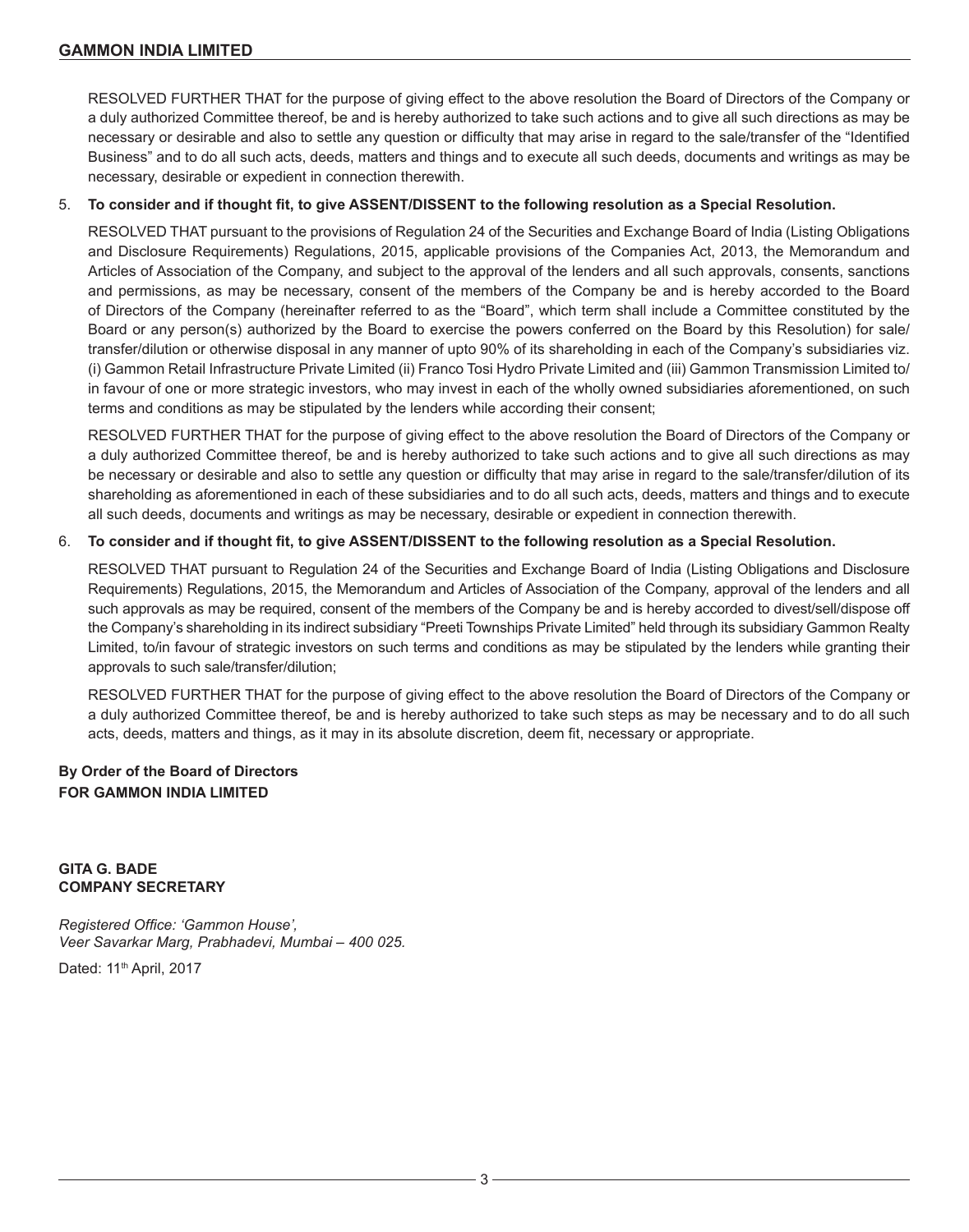RESOLVED FURTHER THAT for the purpose of giving effect to the above resolution the Board of Directors of the Company or a duly authorized Committee thereof, be and is hereby authorized to take such actions and to give all such directions as may be necessary or desirable and also to settle any question or difficulty that may arise in regard to the sale/transfer of the "Identified Business" and to do all such acts, deeds, matters and things and to execute all such deeds, documents and writings as may be necessary, desirable or expedient in connection therewith.

5. **To consider and if thought fit, to give ASSENT/DISSENT to the following resolution as a Special Resolution.**

   RESOLVED THAT pursuant to the provisions of Regulation 24 of the Securities and Exchange Board of India (Listing Obligations and Disclosure Requirements) Regulations, 2015, applicable provisions of the Companies Act, 2013, the Memorandum and Articles of Association of the Company, and subject to the approval of the lenders and all such approvals, consents, sanctions and permissions, as may be necessary, consent of the members of the Company be and is hereby accorded to the Board of Directors of the Company (hereinafter referred to as the "Board", which term shall include a Committee constituted by the Board or any person(s) authorized by the Board to exercise the powers conferred on the Board by this Resolution) for sale/ transfer/dilution or otherwise disposal in any manner of upto 90% of its shareholding in each of the Company's subsidiaries viz. (i) Gammon Retail Infrastructure Private Limited (ii) Franco Tosi Hydro Private Limited and (iii) Gammon Transmission Limited to/ in favour of one or more strategic investors, who may invest in each of the wholly owned subsidiaries aforementioned, on such terms and conditions as may be stipulated by the lenders while according their consent;

   RESOLVED FURTHER THAT for the purpose of giving effect to the above resolution the Board of Directors of the Company or a duly authorized Committee thereof, be and is hereby authorized to take such actions and to give all such directions as may be necessary or desirable and also to settle any question or difficulty that may arise in regard to the sale/transfer/dilution of its shareholding as aforementioned in each of these subsidiaries and to do all such acts, deeds, matters and things and to execute all such deeds, documents and writings as may be necessary, desirable or expedient in connection therewith.

6. **To consider and if thought fit, to give ASSENT/DISSENT to the following resolution as a Special Resolution.**

   RESOLVED THAT pursuant to Regulation 24 of the Securities and Exchange Board of India (Listing Obligations and Disclosure Requirements) Regulations, 2015, the Memorandum and Articles of Association of the Company, approval of the lenders and all such approvals as may be required, consent of the members of the Company be and is hereby accorded to divest/sell/dispose off the Company's shareholding in its indirect subsidiary "Preeti Townships Private Limited" held through its subsidiary Gammon Realty Limited, to/in favour of strategic investors on such terms and conditions as may be stipulated by the lenders while granting their approvals to such sale/transfer/dilution;

   RESOLVED FURTHER THAT for the purpose of giving effect to the above resolution the Board of Directors of the Company or a duly authorized Committee thereof, be and is hereby authorized to take such steps as may be necessary and to do all such acts, deeds, matters and things, as it may in its absolute discretion, deem fit, necessary or appropriate.

**By Order of the Board of Directors**
**FOR GAMMON INDIA LIMITED**

**GITA G. BADE**
**COMPANY SECRETARY**

*Registered Office: 'Gammon House',*
*Veer Savarkar Marg, Prabhadevi, Mumbai – 400 025.*

Dated: 11th April, 2017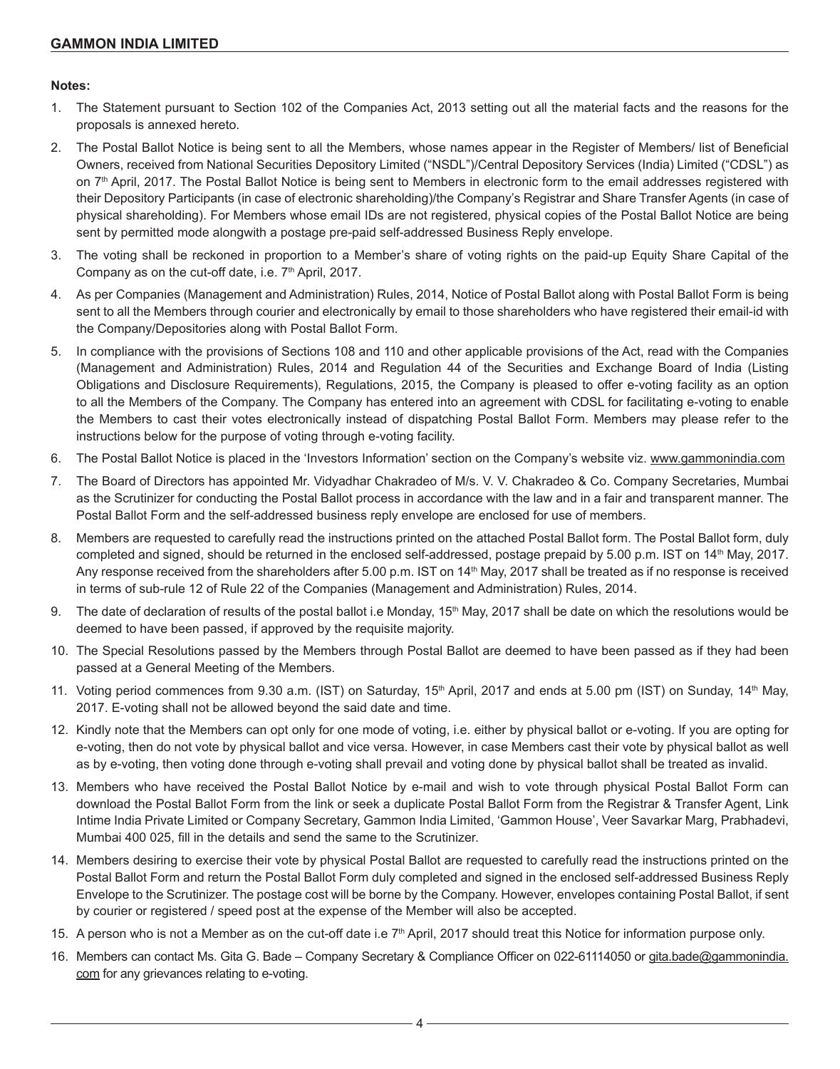**Notes:**

1. The Statement pursuant to Section 102 of the Companies Act, 2013 setting out all the material facts and the reasons for the proposals is annexed hereto.
2. The Postal Ballot Notice is being sent to all the Members, whose names appear in the Register of Members/ list of Beneficial Owners, received from National Securities Depository Limited ("NSDL")/Central Depository Services (India) Limited ("CDSL") as on 7th April, 2017. The Postal Ballot Notice is being sent to Members in electronic form to the email addresses registered with their Depository Participants (in case of electronic shareholding)/the Company's Registrar and Share Transfer Agents (in case of physical shareholding). For Members whose email IDs are not registered, physical copies of the Postal Ballot Notice are being sent by permitted mode alongwith a postage pre-paid self-addressed Business Reply envelope.
3. The voting shall be reckoned in proportion to a Member's share of voting rights on the paid-up Equity Share Capital of the Company as on the cut-off date, i.e. 7th April, 2017.
4. As per Companies (Management and Administration) Rules, 2014, Notice of Postal Ballot along with Postal Ballot Form is being sent to all the Members through courier and electronically by email to those shareholders who have registered their email-id with the Company/Depositories along with Postal Ballot Form.
5. In compliance with the provisions of Sections 108 and 110 and other applicable provisions of the Act, read with the Companies (Management and Administration) Rules, 2014 and Regulation 44 of the Securities and Exchange Board of India (Listing Obligations and Disclosure Requirements), Regulations, 2015, the Company is pleased to offer e-voting facility as an option to all the Members of the Company. The Company has entered into an agreement with CDSL for facilitating e-voting to enable the Members to cast their votes electronically instead of dispatching Postal Ballot Form. Members may please refer to the instructions below for the purpose of voting through e-voting facility.
6. The Postal Ballot Notice is placed in the 'Investors Information' section on the Company's website viz. www.gammonindia.com
7. The Board of Directors has appointed Mr. Vidyadhar Chakradeo of M/s. V. V. Chakradeo & Co. Company Secretaries, Mumbai as the Scrutinizer for conducting the Postal Ballot process in accordance with the law and in a fair and transparent manner. The Postal Ballot Form and the self-addressed business reply envelope are enclosed for use of members.
8. Members are requested to carefully read the instructions printed on the attached Postal Ballot form. The Postal Ballot form, duly completed and signed, should be returned in the enclosed self-addressed, postage prepaid by 5.00 p.m. IST on 14th May, 2017. Any response received from the shareholders after 5.00 p.m. IST on 14th May, 2017 shall be treated as if no response is received in terms of sub-rule 12 of Rule 22 of the Companies (Management and Administration) Rules, 2014.
9. The date of declaration of results of the postal ballot i.e Monday, 15th May, 2017 shall be date on which the resolutions would be deemed to have been passed, if approved by the requisite majority.
10. The Special Resolutions passed by the Members through Postal Ballot are deemed to have been passed as if they had been passed at a General Meeting of the Members.
11. Voting period commences from 9.30 a.m. (IST) on Saturday, 15th April, 2017 and ends at 5.00 pm (IST) on Sunday, 14th May, 2017. E-voting shall not be allowed beyond the said date and time.
12. Kindly note that the Members can opt only for one mode of voting, i.e. either by physical ballot or e-voting. If you are opting for e-voting, then do not vote by physical ballot and vice versa. However, in case Members cast their vote by physical ballot as well as by e-voting, then voting done through e-voting shall prevail and voting done by physical ballot shall be treated as invalid.
13. Members who have received the Postal Ballot Notice by e-mail and wish to vote through physical Postal Ballot Form can download the Postal Ballot Form from the link or seek a duplicate Postal Ballot Form from the Registrar & Transfer Agent, Link Intime India Private Limited or Company Secretary, Gammon India Limited, 'Gammon House', Veer Savarkar Marg, Prabhadevi, Mumbai 400 025, fill in the details and send the same to the Scrutinizer.
14. Members desiring to exercise their vote by physical Postal Ballot are requested to carefully read the instructions printed on the Postal Ballot Form and return the Postal Ballot Form duly completed and signed in the enclosed self-addressed Business Reply Envelope to the Scrutinizer. The postage cost will be borne by the Company. However, envelopes containing Postal Ballot, if sent by courier or registered / speed post at the expense of the Member will also be accepted.
15. A person who is not a Member as on the cut-off date i.e 7th April, 2017 should treat this Notice for information purpose only.
16. Members can contact Ms. Gita G. Bade – Company Secretary & Compliance Officer on 022-61114050 or gita.bade@gammonindia.com for any grievances relating to e-voting.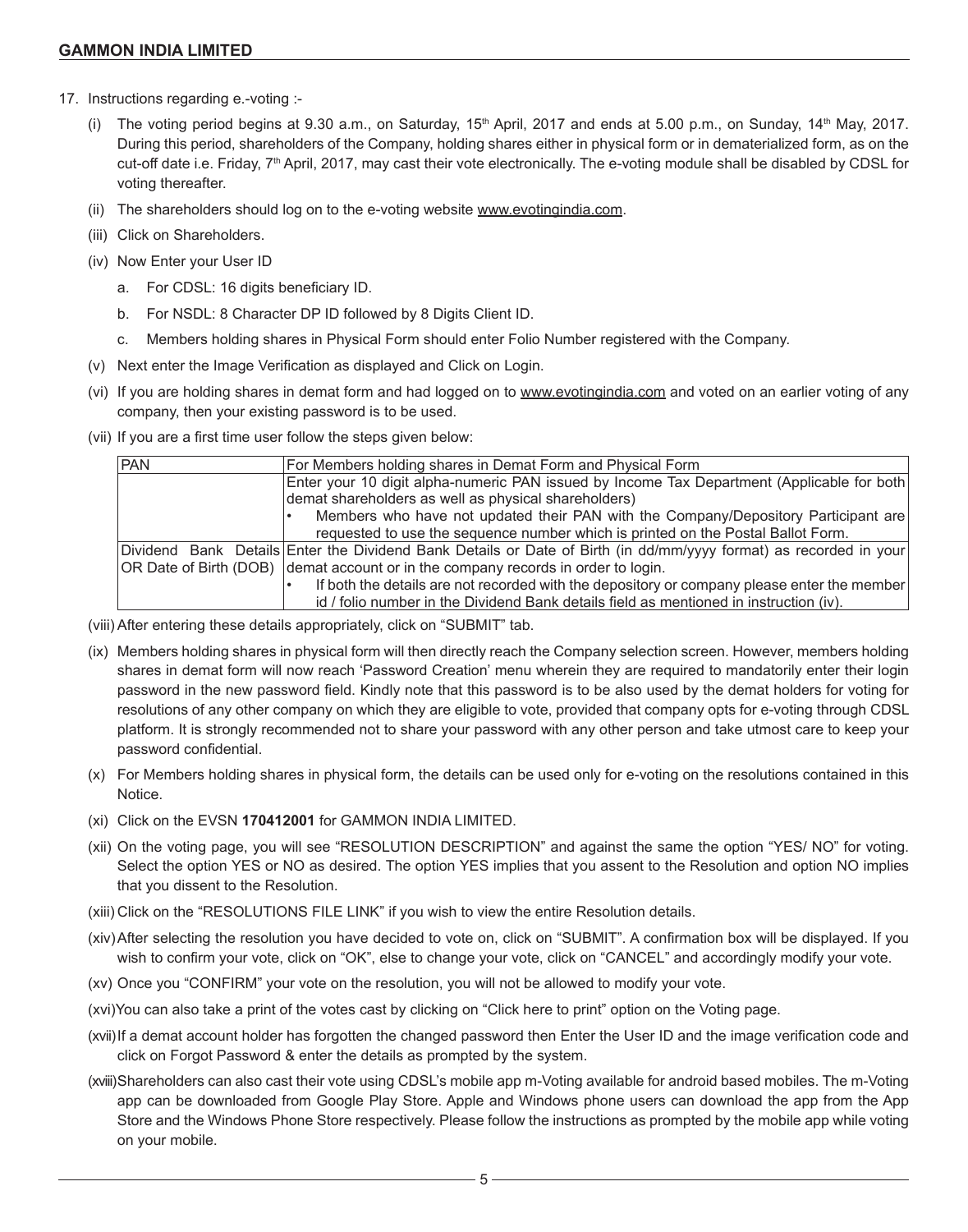17. Instructions regarding e.-voting :-

    (i) The voting period begins at 9.30 a.m., on Saturday, 15th April, 2017 and ends at 5.00 p.m., on Sunday, 14th May, 2017. During this period, shareholders of the Company, holding shares either in physical form or in dematerialized form, as on the cut-off date i.e. Friday, 7th April, 2017, may cast their vote electronically. The e-voting module shall be disabled by CDSL for voting thereafter.

    (ii) The shareholders should log on to the e-voting website www.evotingindia.com.

    (iii) Click on Shareholders.

    (iv) Now Enter your User ID

    a. For CDSL: 16 digits beneficiary ID.

    b. For NSDL: 8 Character DP ID followed by 8 Digits Client ID.

    c. Members holding shares in Physical Form should enter Folio Number registered with the Company.

    (v) Next enter the Image Verification as displayed and Click on Login.

    (vi) If you are holding shares in demat form and had logged on to www.evotingindia.com and voted on an earlier voting of any company, then your existing password is to be used.

    (vii) If you are a first time user follow the steps given below:

| PAN | For Members holding shares in Demat Form and Physical Form |
|---|---|
| | Enter your 10 digit alpha-numeric PAN issued by Income Tax Department (Applicable for both demat shareholders as well as physical shareholders)<br>• Members who have not updated their PAN with the Company/Depository Participant are requested to use the sequence number which is printed on the Postal Ballot Form. |
| Dividend Bank Details OR Date of Birth (DOB) | Enter the Dividend Bank Details or Date of Birth (in dd/mm/yyyy format) as recorded in your demat account or in the company records in order to login.<br>• If both the details are not recorded with the depository or company please enter the member id / folio number in the Dividend Bank details field as mentioned in instruction (iv). |

    (viii) After entering these details appropriately, click on "SUBMIT" tab.

    (ix) Members holding shares in physical form will then directly reach the Company selection screen. However, members holding shares in demat form will now reach 'Password Creation' menu wherein they are required to mandatorily enter their login password in the new password field. Kindly note that this password is to be also used by the demat holders for voting for resolutions of any other company on which they are eligible to vote, provided that company opts for e-voting through CDSL platform. It is strongly recommended not to share your password with any other person and take utmost care to keep your password confidential.

    (x) For Members holding shares in physical form, the details can be used only for e-voting on the resolutions contained in this Notice.

    (xi) Click on the EVSN **170412001** for GAMMON INDIA LIMITED.

    (xii) On the voting page, you will see "RESOLUTION DESCRIPTION" and against the same the option "YES/ NO" for voting. Select the option YES or NO as desired. The option YES implies that you assent to the Resolution and option NO implies that you dissent to the Resolution.

    (xiii) Click on the "RESOLUTIONS FILE LINK" if you wish to view the entire Resolution details.

    (xiv) After selecting the resolution you have decided to vote on, click on "SUBMIT". A confirmation box will be displayed. If you wish to confirm your vote, click on "OK", else to change your vote, click on "CANCEL" and accordingly modify your vote.

    (xv) Once you "CONFIRM" your vote on the resolution, you will not be allowed to modify your vote.

    (xvi) You can also take a print of the votes cast by clicking on "Click here to print" option on the Voting page.

    (xvii) If a demat account holder has forgotten the changed password then Enter the User ID and the image verification code and click on Forgot Password & enter the details as prompted by the system.

    (xviii) Shareholders can also cast their vote using CDSL's mobile app m-Voting available for android based mobiles. The m-Voting app can be downloaded from Google Play Store. Apple and Windows phone users can download the app from the App Store and the Windows Phone Store respectively. Please follow the instructions as prompted by the mobile app while voting on your mobile.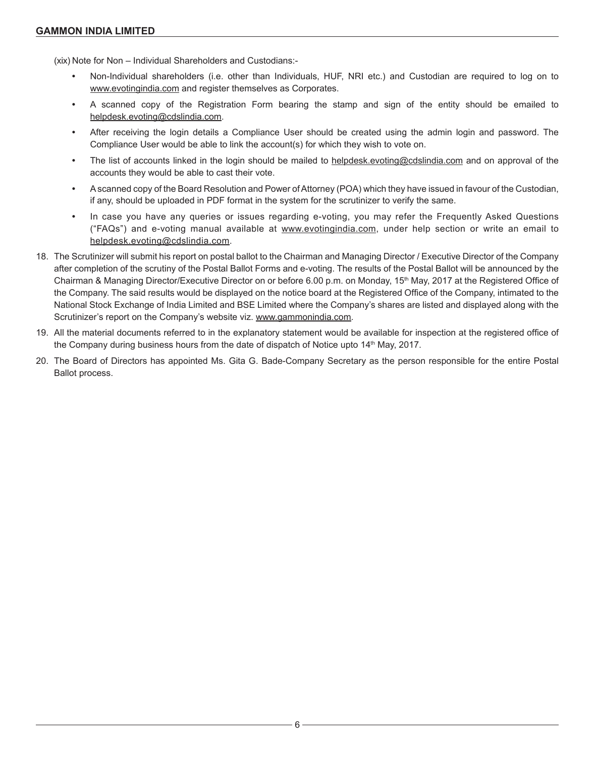(xix) Note for Non – Individual Shareholders and Custodians:-

- Non-Individual shareholders (i.e. other than Individuals, HUF, NRI etc.) and Custodian are required to log on to www.evotingindia.com and register themselves as Corporates.
- A scanned copy of the Registration Form bearing the stamp and sign of the entity should be emailed to helpdesk.evoting@cdslindia.com.
- After receiving the login details a Compliance User should be created using the admin login and password. The Compliance User would be able to link the account(s) for which they wish to vote on.
- The list of accounts linked in the login should be mailed to helpdesk.evoting@cdslindia.com and on approval of the accounts they would be able to cast their vote.
- A scanned copy of the Board Resolution and Power of Attorney (POA) which they have issued in favour of the Custodian, if any, should be uploaded in PDF format in the system for the scrutinizer to verify the same.
- In case you have any queries or issues regarding e-voting, you may refer the Frequently Asked Questions ("FAQs") and e-voting manual available at www.evotingindia.com, under help section or write an email to helpdesk.evoting@cdslindia.com.

18. The Scrutinizer will submit his report on postal ballot to the Chairman and Managing Director / Executive Director of the Company after completion of the scrutiny of the Postal Ballot Forms and e-voting. The results of the Postal Ballot will be announced by the Chairman & Managing Director/Executive Director on or before 6.00 p.m. on Monday, 15th May, 2017 at the Registered Office of the Company. The said results would be displayed on the notice board at the Registered Office of the Company, intimated to the National Stock Exchange of India Limited and BSE Limited where the Company's shares are listed and displayed along with the Scrutinizer's report on the Company's website viz. www.gammonindia.com.
19. All the material documents referred to in the explanatory statement would be available for inspection at the registered office of the Company during business hours from the date of dispatch of Notice upto 14th May, 2017.
20. The Board of Directors has appointed Ms. Gita G. Bade-Company Secretary as the person responsible for the entire Postal Ballot process.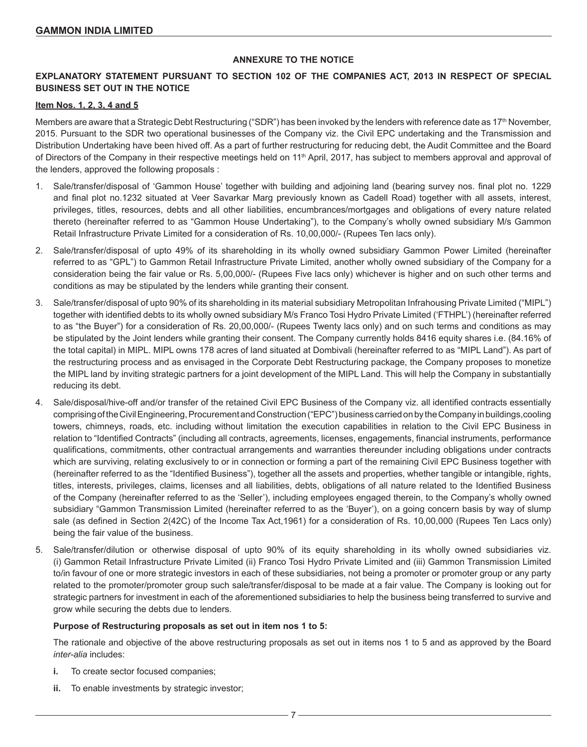## ANNEXURE TO THE NOTICE

### EXPLANATORY STATEMENT PURSUANT TO SECTION 102 OF THE COMPANIES ACT, 2013 IN RESPECT OF SPECIAL BUSINESS SET OUT IN THE NOTICE

**Item Nos. 1, 2, 3, 4 and 5**

Members are aware that a Strategic Debt Restructuring ("SDR") has been invoked by the lenders with reference date as 17th November, 2015. Pursuant to the SDR two operational businesses of the Company viz. the Civil EPC undertaking and the Transmission and Distribution Undertaking have been hived off. As a part of further restructuring for reducing debt, the Audit Committee and the Board of Directors of the Company in their respective meetings held on 11th April, 2017, has subject to members approval and approval of the lenders, approved the following proposals :

1. Sale/transfer/disposal of 'Gammon House' together with building and adjoining land (bearing survey nos. final plot no. 1229 and final plot no.1232 situated at Veer Savarkar Marg previously known as Cadell Road) together with all assets, interest, privileges, titles, resources, debts and all other liabilities, encumbrances/mortgages and obligations of every nature related thereto (hereinafter referred to as "Gammon House Undertaking"), to the Company's wholly owned subsidiary M/s Gammon Retail Infrastructure Private Limited for a consideration of Rs. 10,00,000/- (Rupees Ten lacs only).

2. Sale/transfer/disposal of upto 49% of its shareholding in its wholly owned subsidiary Gammon Power Limited (hereinafter referred to as "GPL") to Gammon Retail Infrastructure Private Limited, another wholly owned subsidiary of the Company for a consideration being the fair value or Rs. 5,00,000/- (Rupees Five lacs only) whichever is higher and on such other terms and conditions as may be stipulated by the lenders while granting their consent.

3. Sale/transfer/disposal of upto 90% of its shareholding in its material subsidiary Metropolitan Infrahousing Private Limited ("MIPL") together with identified debts to its wholly owned subsidiary M/s Franco Tosi Hydro Private Limited ('FTHPL') (hereinafter referred to as "the Buyer") for a consideration of Rs. 20,00,000/- (Rupees Twenty lacs only) and on such terms and conditions as may be stipulated by the Joint lenders while granting their consent. The Company currently holds 8416 equity shares i.e. (84.16% of the total capital) in MIPL. MIPL owns 178 acres of land situated at Dombivali (hereinafter referred to as "MIPL Land"). As part of the restructuring process and as envisaged in the Corporate Debt Restructuring package, the Company proposes to monetize the MIPL land by inviting strategic partners for a joint development of the MIPL Land. This will help the Company in substantially reducing its debt.

4. Sale/disposal/hive-off and/or transfer of the retained Civil EPC Business of the Company viz. all identified contracts essentially comprising of the Civil Engineering, Procurement and Construction ("EPC") business carried on by the Company in buildings, cooling towers, chimneys, roads, etc. including without limitation the execution capabilities in relation to the Civil EPC Business in relation to "Identified Contracts" (including all contracts, agreements, licenses, engagements, financial instruments, performance qualifications, commitments, other contractual arrangements and warranties thereunder including obligations under contracts which are surviving, relating exclusively to or in connection or forming a part of the remaining Civil EPC Business together with (hereinafter referred to as the "Identified Business"), together all the assets and properties, whether tangible or intangible, rights, titles, interests, privileges, claims, licenses and all liabilities, debts, obligations of all nature related to the Identified Business of the Company (hereinafter referred to as the 'Seller'), including employees engaged therein, to the Company's wholly owned subsidiary "Gammon Transmission Limited (hereinafter referred to as the 'Buyer'), on a going concern basis by way of slump sale (as defined in Section 2(42C) of the Income Tax Act,1961) for a consideration of Rs. 10,00,000 (Rupees Ten Lacs only) being the fair value of the business.

5. Sale/transfer/dilution or otherwise disposal of upto 90% of its equity shareholding in its wholly owned subsidiaries viz. (i) Gammon Retail Infrastructure Private Limited (ii) Franco Tosi Hydro Private Limited and (iii) Gammon Transmission Limited to/in favour of one or more strategic investors in each of these subsidiaries, not being a promoter or promoter group or any party related to the promoter/promoter group such sale/transfer/disposal to be made at a fair value. The Company is looking out for strategic partners for investment in each of the aforementioned subsidiaries to help the business being transferred to survive and grow while securing the debts due to lenders.

   **Purpose of Restructuring proposals as set out in item nos 1 to 5:**

   The rationale and objective of the above restructuring proposals as set out in items nos 1 to 5 and as approved by the Board *inter-alia* includes:

   **i.** To create sector focused companies;

   **ii.** To enable investments by strategic investor;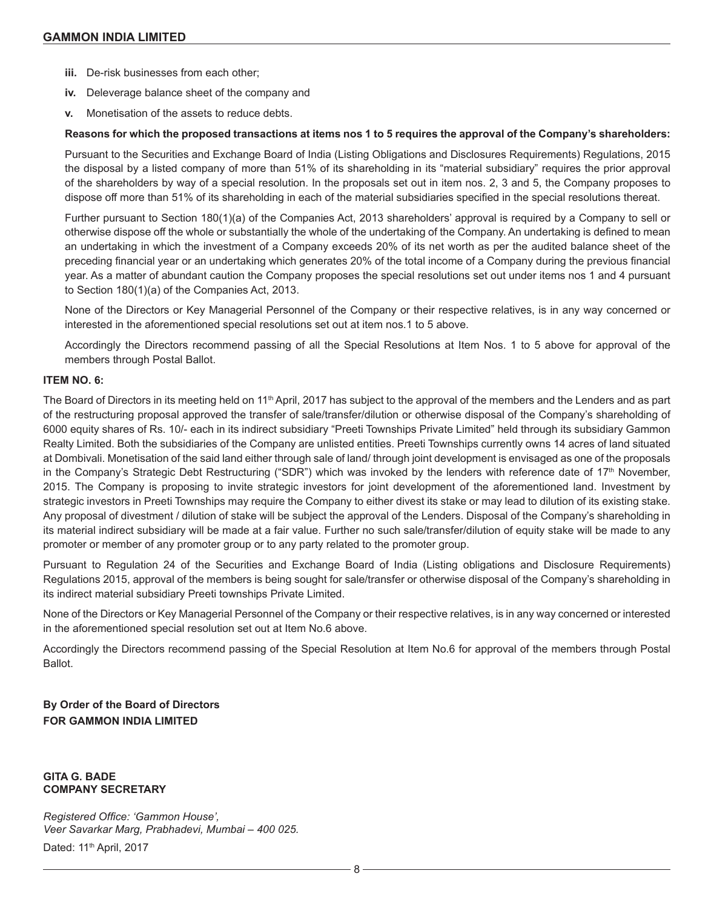- **iii.** De-risk businesses from each other;
- **iv.** Deleverage balance sheet of the company and
- **v.** Monetisation of the assets to reduce debts.

**Reasons for which the proposed transactions at items nos 1 to 5 requires the approval of the Company's shareholders:**

Pursuant to the Securities and Exchange Board of India (Listing Obligations and Disclosures Requirements) Regulations, 2015 the disposal by a listed company of more than 51% of its shareholding in its "material subsidiary" requires the prior approval of the shareholders by way of a special resolution. In the proposals set out in item nos. 2, 3 and 5, the Company proposes to dispose off more than 51% of its shareholding in each of the material subsidiaries specified in the special resolutions thereat.

Further pursuant to Section 180(1)(a) of the Companies Act, 2013 shareholders' approval is required by a Company to sell or otherwise dispose off the whole or substantially the whole of the undertaking of the Company. An undertaking is defined to mean an undertaking in which the investment of a Company exceeds 20% of its net worth as per the audited balance sheet of the preceding financial year or an undertaking which generates 20% of the total income of a Company during the previous financial year. As a matter of abundant caution the Company proposes the special resolutions set out under items nos 1 and 4 pursuant to Section 180(1)(a) of the Companies Act, 2013.

None of the Directors or Key Managerial Personnel of the Company or their respective relatives, is in any way concerned or interested in the aforementioned special resolutions set out at item nos.1 to 5 above.

Accordingly the Directors recommend passing of all the Special Resolutions at Item Nos. 1 to 5 above for approval of the members through Postal Ballot.

**ITEM NO. 6:**

The Board of Directors in its meeting held on 11th April, 2017 has subject to the approval of the members and the Lenders and as part of the restructuring proposal approved the transfer of sale/transfer/dilution or otherwise disposal of the Company's shareholding of 6000 equity shares of Rs. 10/- each in its indirect subsidiary "Preeti Townships Private Limited" held through its subsidiary Gammon Realty Limited. Both the subsidiaries of the Company are unlisted entities. Preeti Townships currently owns 14 acres of land situated at Dombivali. Monetisation of the said land either through sale of land/ through joint development is envisaged as one of the proposals in the Company's Strategic Debt Restructuring ("SDR") which was invoked by the lenders with reference date of 17th November, 2015. The Company is proposing to invite strategic investors for joint development of the aforementioned land. Investment by strategic investors in Preeti Townships may require the Company to either divest its stake or may lead to dilution of its existing stake. Any proposal of divestment / dilution of stake will be subject the approval of the Lenders. Disposal of the Company's shareholding in its material indirect subsidiary will be made at a fair value. Further no such sale/transfer/dilution of equity stake will be made to any promoter or member of any promoter group or to any party related to the promoter group.

Pursuant to Regulation 24 of the Securities and Exchange Board of India (Listing obligations and Disclosure Requirements) Regulations 2015, approval of the members is being sought for sale/transfer or otherwise disposal of the Company's shareholding in its indirect material subsidiary Preeti townships Private Limited.

None of the Directors or Key Managerial Personnel of the Company or their respective relatives, is in any way concerned or interested in the aforementioned special resolution set out at Item No.6 above.

Accordingly the Directors recommend passing of the Special Resolution at Item No.6 for approval of the members through Postal Ballot.

**By Order of the Board of Directors**
**FOR GAMMON INDIA LIMITED**

**GITA G. BADE**
**COMPANY SECRETARY**

*Registered Office: 'Gammon House',*
*Veer Savarkar Marg, Prabhadevi, Mumbai – 400 025.*

Dated: 11th April, 2017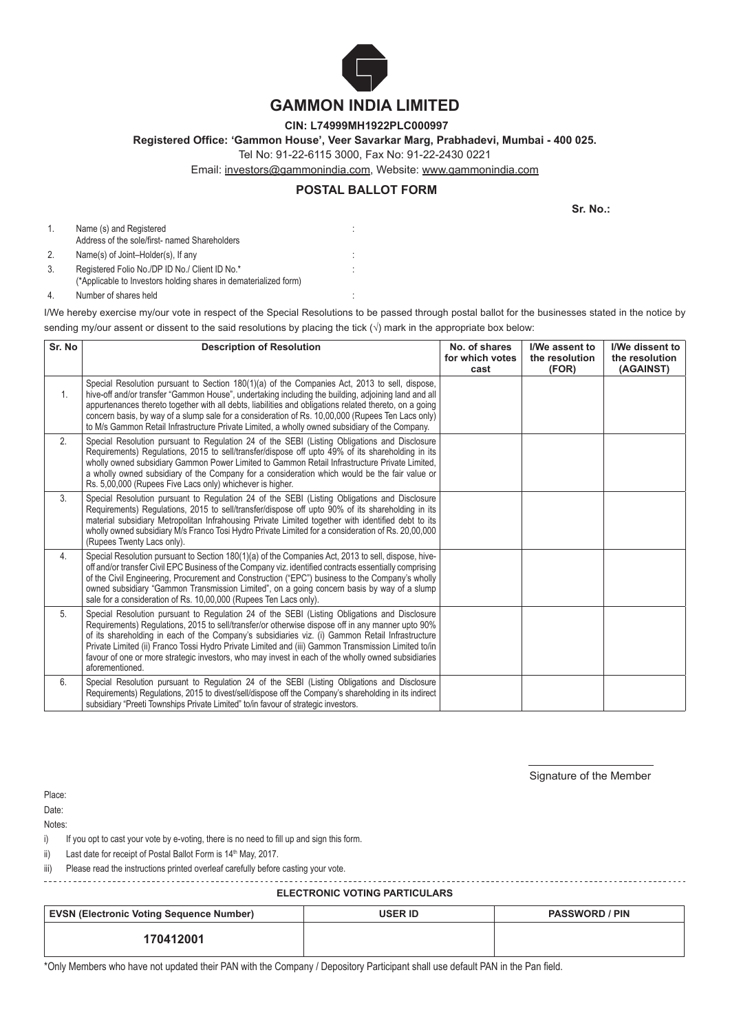# GAMMON INDIA LIMITED

**CIN: L74999MH1922PLC000997**

**Registered Office: 'Gammon House', Veer Savarkar Marg, Prabhadevi, Mumbai - 400 025.**

Tel No: 91-22-6115 3000, Fax No: 91-22-2430 0221

Email: investors@gammonindia.com, Website: www.gammonindia.com

## POSTAL BALLOT FORM

**Sr. No.:**

1. Name (s) and Registered Address of the sole/first- named Shareholders :
2. Name(s) of Joint–Holder(s), If any :
3. Registered Folio No./DP ID No./ Client ID No.* (*Applicable to Investors holding shares in dematerialized form) :
4. Number of shares held :

I/We hereby exercise my/our vote in respect of the Special Resolutions to be passed through postal ballot for the businesses stated in the notice by sending my/our assent or dissent to the said resolutions by placing the tick (√) mark in the appropriate box below:

| Sr. No | Description of Resolution | No. of shares for which votes cast | I/We assent to the resolution (FOR) | I/We dissent to the resolution (AGAINST) |
|---|---|---|---|---|
| 1. | Special Resolution pursuant to Section 180(1)(a) of the Companies Act, 2013 to sell, dispose, hive-off and/or transfer "Gammon House", undertaking including the building, adjoining land and all appurtenances thereto together with all debts, liabilities and obligations related thereto, on a going concern basis, by way of a slump sale for a consideration of Rs. 10,00,000 (Rupees Ten Lacs only) to M/s Gammon Retail Infrastructure Private Limited, a wholly owned subsidiary of the Company. | | | |
| 2. | Special Resolution pursuant to Regulation 24 of the SEBI (Listing Obligations and Disclosure Requirements) Regulations, 2015 to sell/transfer/dispose off upto 49% of its shareholding in its wholly owned subsidiary Gammon Power Limited to Gammon Retail Infrastructure Private Limited, a wholly owned subsidiary of the Company for a consideration which would be the fair value or Rs. 5,00,000 (Rupees Five Lacs only) whichever is higher. | | | |
| 3. | Special Resolution pursuant to Regulation 24 of the SEBI (Listing Obligations and Disclosure Requirements) Regulations, 2015 to sell/transfer/dispose off upto 90% of its shareholding in its material subsidiary Metropolitan Infrahousing Private Limited together with identified debt to its wholly owned subsidiary M/s Franco Tosi Hydro Private Limited for a consideration of Rs. 20,00,000 (Rupees Twenty Lacs only). | | | |
| 4. | Special Resolution pursuant to Section 180(1)(a) of the Companies Act, 2013 to sell, dispose, hive-off and/or transfer Civil EPC Business of the Company viz. identified contracts essentially comprising of the Civil Engineering, Procurement and Construction ("EPC") business to the Company's wholly owned subsidiary "Gammon Transmission Limited", on a going concern basis by way of a slump sale for a consideration of Rs. 10,00,000 (Rupees Ten Lacs only). | | | |
| 5. | Special Resolution pursuant to Regulation 24 of the SEBI (Listing Obligations and Disclosure Requirements) Regulations, 2015 to sell/transfer/or otherwise dispose off in any manner upto 90% of its shareholding in each of the Company's subsidiaries viz. (i) Gammon Retail Infrastructure Private Limited (ii) Franco Tossi Hydro Private Limited and (iii) Gammon Transmission Limited to/in favour of one or more strategic investors, who may invest in each of the wholly owned subsidiaries aforementioned. | | | |
| 6. | Special Resolution pursuant to Regulation 24 of the SEBI (Listing Obligations and Disclosure Requirements) Regulations, 2015 to divest/sell/dispose off the Company's shareholding in its indirect subsidiary "Preeti Townships Private Limited" to/in favour of strategic investors. | | | |

Signature of the Member

Place:

Date:

Notes:

i) If you opt to cast your vote by e-voting, there is no need to fill up and sign this form.

ii) Last date for receipt of Postal Ballot Form is 14th May, 2017.

iii) Please read the instructions printed overleaf carefully before casting your vote.

**ELECTRONIC VOTING PARTICULARS**

| EVSN (Electronic Voting Sequence Number) | USER ID | PASSWORD / PIN |
|---|---|---|
| **170412001** | | |

*Only Members who have not updated their PAN with the Company / Depository Participant shall use default PAN in the Pan field.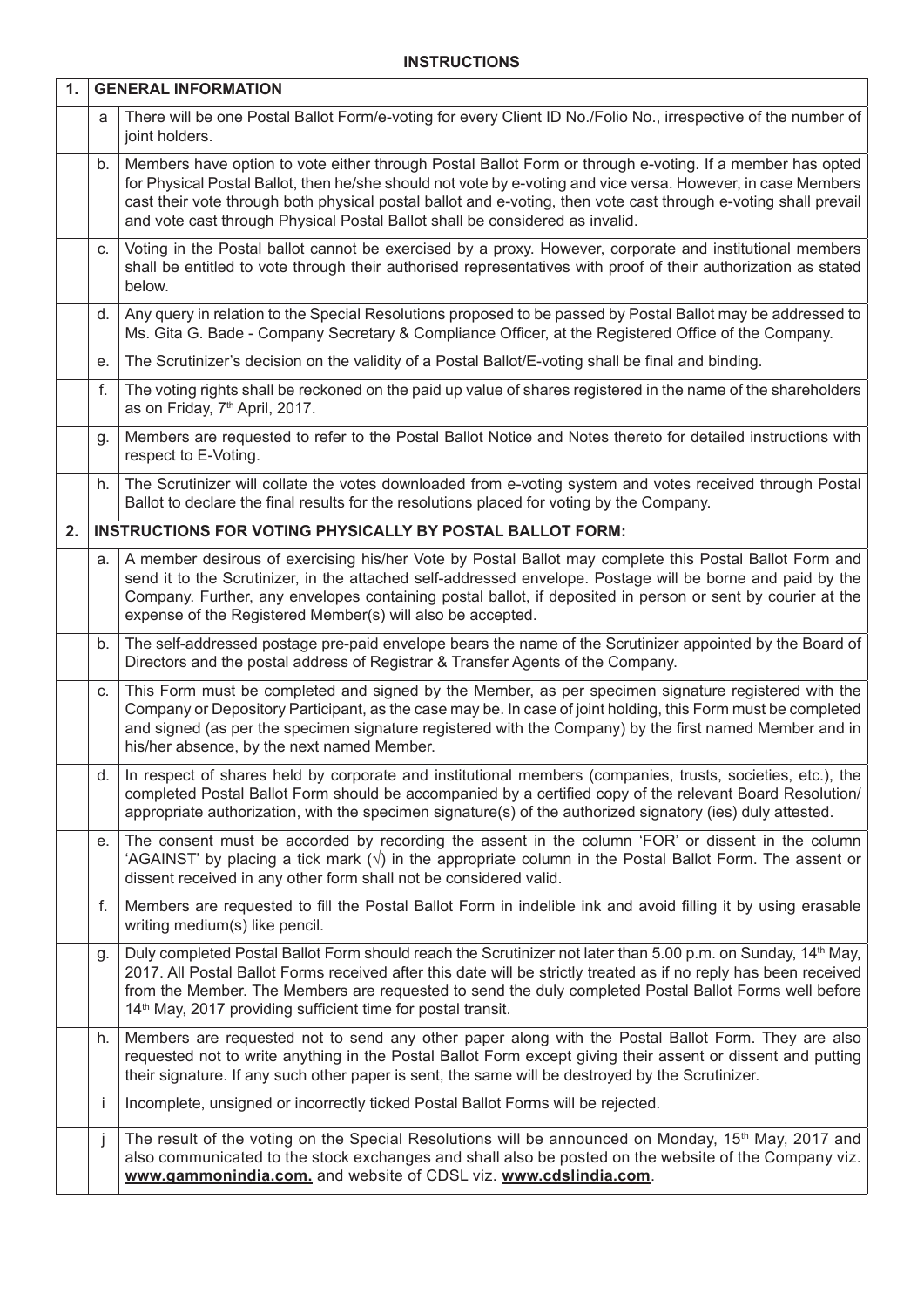## INSTRUCTIONS

| | | |
|---|---|---|
| **1.** | **GENERAL INFORMATION** | |
| | a | There will be one Postal Ballot Form/e-voting for every Client ID No./Folio No., irrespective of the number of joint holders. |
| | b. | Members have option to vote either through Postal Ballot Form or through e-voting. If a member has opted for Physical Postal Ballot, then he/she should not vote by e-voting and vice versa. However, in case Members cast their vote through both physical postal ballot and e-voting, then vote cast through e-voting shall prevail and vote cast through Physical Postal Ballot shall be considered as invalid. |
| | c. | Voting in the Postal ballot cannot be exercised by a proxy. However, corporate and institutional members shall be entitled to vote through their authorised representatives with proof of their authorization as stated below. |
| | d. | Any query in relation to the Special Resolutions proposed to be passed by Postal Ballot may be addressed to Ms. Gita G. Bade - Company Secretary & Compliance Officer, at the Registered Office of the Company. |
| | e. | The Scrutinizer's decision on the validity of a Postal Ballot/E-voting shall be final and binding. |
| | f. | The voting rights shall be reckoned on the paid up value of shares registered in the name of the shareholders as on Friday, 7th April, 2017. |
| | g. | Members are requested to refer to the Postal Ballot Notice and Notes thereto for detailed instructions with respect to E-Voting. |
| | h. | The Scrutinizer will collate the votes downloaded from e-voting system and votes received through Postal Ballot to declare the final results for the resolutions placed for voting by the Company. |
| **2.** | **INSTRUCTIONS FOR VOTING PHYSICALLY BY POSTAL BALLOT FORM:** | |
| | a. | A member desirous of exercising his/her Vote by Postal Ballot may complete this Postal Ballot Form and send it to the Scrutinizer, in the attached self-addressed envelope. Postage will be borne and paid by the Company. Further, any envelopes containing postal ballot, if deposited in person or sent by courier at the expense of the Registered Member(s) will also be accepted. |
| | b. | The self-addressed postage pre-paid envelope bears the name of the Scrutinizer appointed by the Board of Directors and the postal address of Registrar & Transfer Agents of the Company. |
| | c. | This Form must be completed and signed by the Member, as per specimen signature registered with the Company or Depository Participant, as the case may be. In case of joint holding, this Form must be completed and signed (as per the specimen signature registered with the Company) by the first named Member and in his/her absence, by the next named Member. |
| | d. | In respect of shares held by corporate and institutional members (companies, trusts, societies, etc.), the completed Postal Ballot Form should be accompanied by a certified copy of the relevant Board Resolution/ appropriate authorization, with the specimen signature(s) of the authorized signatory (ies) duly attested. |
| | e. | The consent must be accorded by recording the assent in the column 'FOR' or dissent in the column 'AGAINST' by placing a tick mark (√) in the appropriate column in the Postal Ballot Form. The assent or dissent received in any other form shall not be considered valid. |
| | f. | Members are requested to fill the Postal Ballot Form in indelible ink and avoid filling it by using erasable writing medium(s) like pencil. |
| | g. | Duly completed Postal Ballot Form should reach the Scrutinizer not later than 5.00 p.m. on Sunday, 14th May, 2017. All Postal Ballot Forms received after this date will be strictly treated as if no reply has been received from the Member. The Members are requested to send the duly completed Postal Ballot Forms well before 14th May, 2017 providing sufficient time for postal transit. |
| | h. | Members are requested not to send any other paper along with the Postal Ballot Form. They are also requested not to write anything in the Postal Ballot Form except giving their assent or dissent and putting their signature. If any such other paper is sent, the same will be destroyed by the Scrutinizer. |
| | i | Incomplete, unsigned or incorrectly ticked Postal Ballot Forms will be rejected. |
| | j | The result of the voting on the Special Resolutions will be announced on Monday, 15th May, 2017 and also communicated to the stock exchanges and shall also be posted on the website of the Company viz. **www.gammonindia.com.** and website of CDSL viz. **www.cdslindia.com**. |